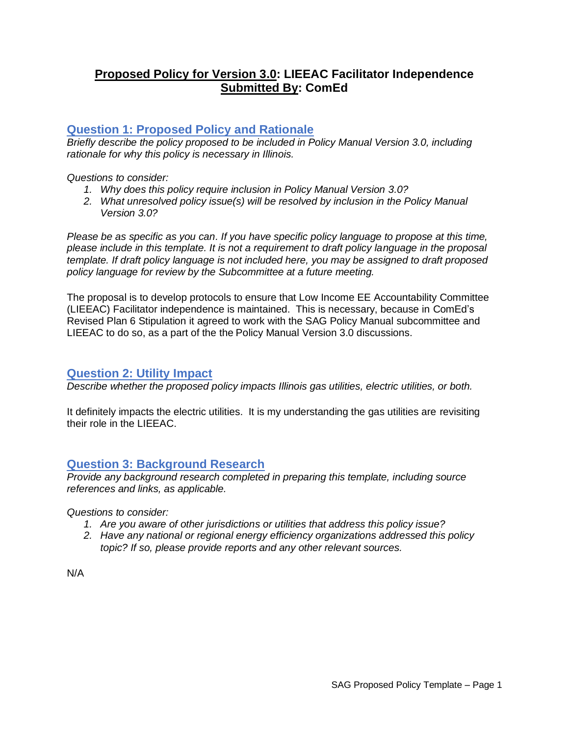# **Proposed Policy for Version 3.0: LIEEAC Facilitator Independence**
# **Submitted By: ComEd**

## Question 1: Proposed Policy and Rationale

*Briefly describe the policy proposed to be included in Policy Manual Version 3.0, including rationale for why this policy is necessary in Illinois.*

*Questions to consider:*

1. *Why does this policy require inclusion in Policy Manual Version 3.0?*
2. *What unresolved policy issue(s) will be resolved by inclusion in the Policy Manual Version 3.0?*

*Please be as specific as you can. If you have specific policy language to propose at this time, please include in this template. It is not a requirement to draft policy language in the proposal template. If draft policy language is not included here, you may be assigned to draft proposed policy language for review by the Subcommittee at a future meeting.*

The proposal is to develop protocols to ensure that Low Income EE Accountability Committee (LIEEAC) Facilitator independence is maintained. This is necessary, because in ComEd's Revised Plan 6 Stipulation it agreed to work with the SAG Policy Manual subcommittee and LIEEAC to do so, as a part of the the Policy Manual Version 3.0 discussions.

## Question 2: Utility Impact

*Describe whether the proposed policy impacts Illinois gas utilities, electric utilities, or both.*

It definitely impacts the electric utilities. It is my understanding the gas utilities are revisiting their role in the LIEEAC.

## Question 3: Background Research

*Provide any background research completed in preparing this template, including source references and links, as applicable.*

*Questions to consider:*

1. *Are you aware of other jurisdictions or utilities that address this policy issue?*
2. *Have any national or regional energy efficiency organizations addressed this policy topic? If so, please provide reports and any other relevant sources.*

N/A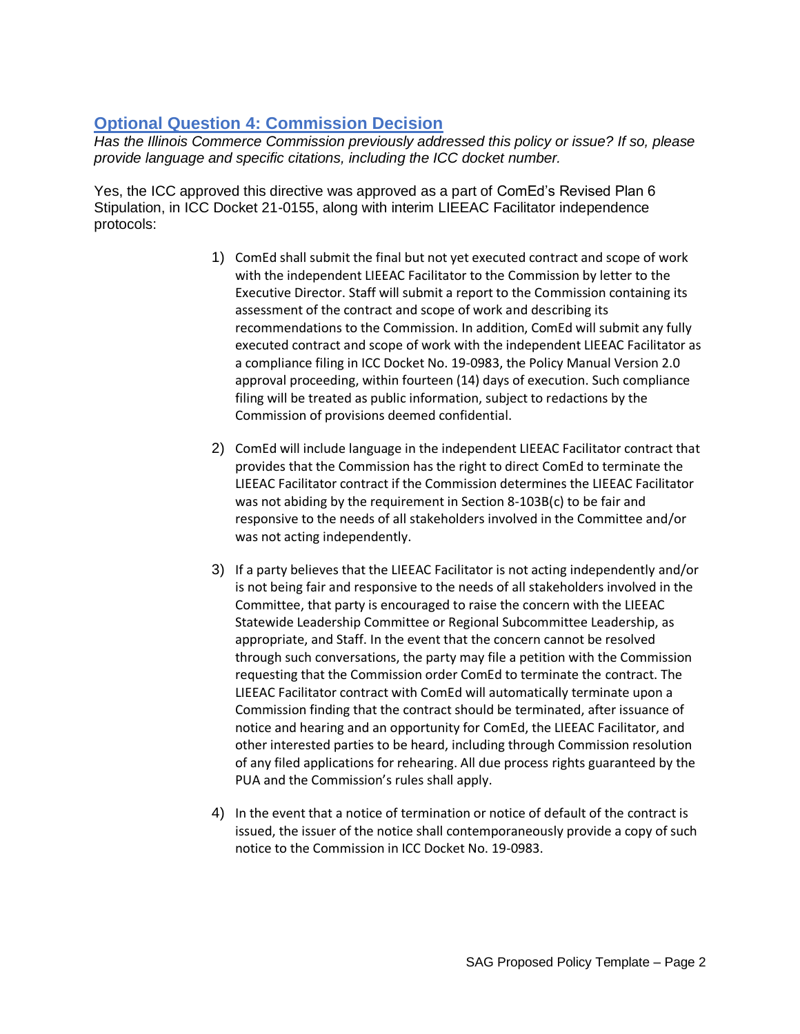## Optional Question 4: Commission Decision

*Has the Illinois Commerce Commission previously addressed this policy or issue? If so, please provide language and specific citations, including the ICC docket number.*

Yes, the ICC approved this directive was approved as a part of ComEd's Revised Plan 6 Stipulation, in ICC Docket 21-0155, along with interim LIEEAC Facilitator independence protocols:

1) ComEd shall submit the final but not yet executed contract and scope of work with the independent LIEEAC Facilitator to the Commission by letter to the Executive Director. Staff will submit a report to the Commission containing its assessment of the contract and scope of work and describing its recommendations to the Commission. In addition, ComEd will submit any fully executed contract and scope of work with the independent LIEEAC Facilitator as a compliance filing in ICC Docket No. 19-0983, the Policy Manual Version 2.0 approval proceeding, within fourteen (14) days of execution. Such compliance filing will be treated as public information, subject to redactions by the Commission of provisions deemed confidential.

2) ComEd will include language in the independent LIEEAC Facilitator contract that provides that the Commission has the right to direct ComEd to terminate the LIEEAC Facilitator contract if the Commission determines the LIEEAC Facilitator was not abiding by the requirement in Section 8-103B(c) to be fair and responsive to the needs of all stakeholders involved in the Committee and/or was not acting independently.

3) If a party believes that the LIEEAC Facilitator is not acting independently and/or is not being fair and responsive to the needs of all stakeholders involved in the Committee, that party is encouraged to raise the concern with the LIEEAC Statewide Leadership Committee or Regional Subcommittee Leadership, as appropriate, and Staff. In the event that the concern cannot be resolved through such conversations, the party may file a petition with the Commission requesting that the Commission order ComEd to terminate the contract. The LIEEAC Facilitator contract with ComEd will automatically terminate upon a Commission finding that the contract should be terminated, after issuance of notice and hearing and an opportunity for ComEd, the LIEEAC Facilitator, and other interested parties to be heard, including through Commission resolution of any filed applications for rehearing. All due process rights guaranteed by the PUA and the Commission's rules shall apply.

4) In the event that a notice of termination or notice of default of the contract is issued, the issuer of the notice shall contemporaneously provide a copy of such notice to the Commission in ICC Docket No. 19-0983.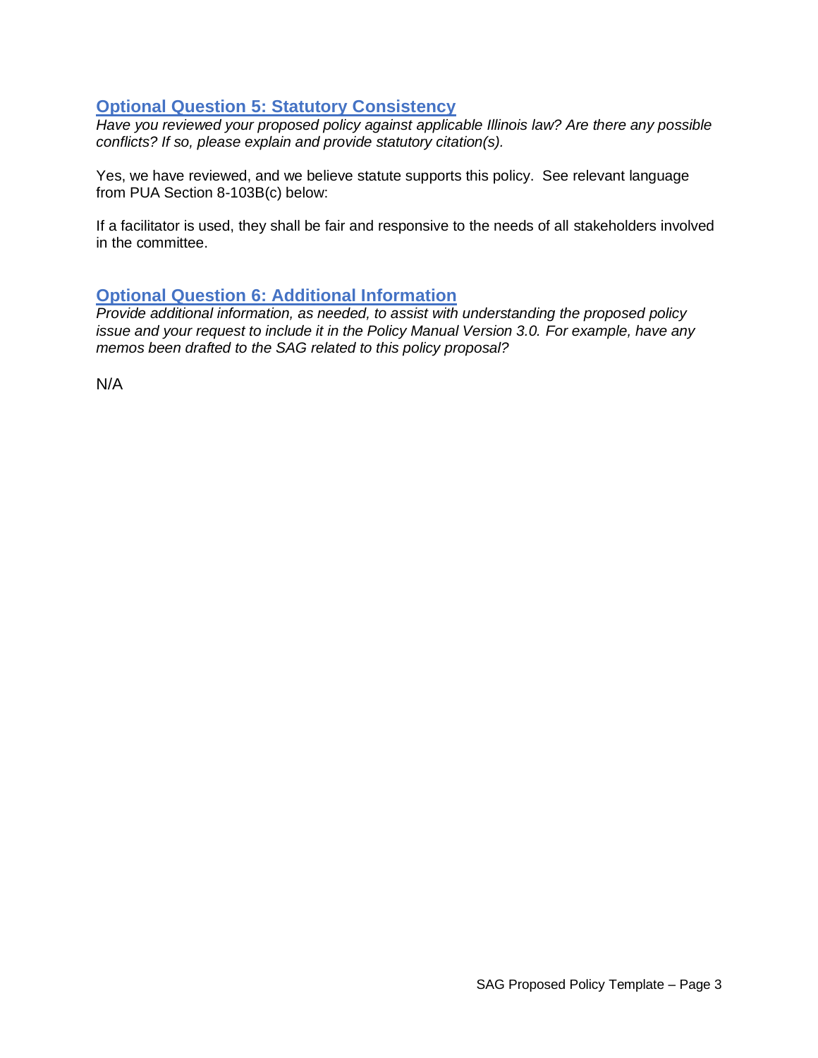## Optional Question 5: Statutory Consistency

*Have you reviewed your proposed policy against applicable Illinois law? Are there any possible conflicts? If so, please explain and provide statutory citation(s).*

Yes, we have reviewed, and we believe statute supports this policy. See relevant language from PUA Section 8-103B(c) below:

If a facilitator is used, they shall be fair and responsive to the needs of all stakeholders involved in the committee.

## Optional Question 6: Additional Information

*Provide additional information, as needed, to assist with understanding the proposed policy issue and your request to include it in the Policy Manual Version 3.0. For example, have any memos been drafted to the SAG related to this policy proposal?*

N/A